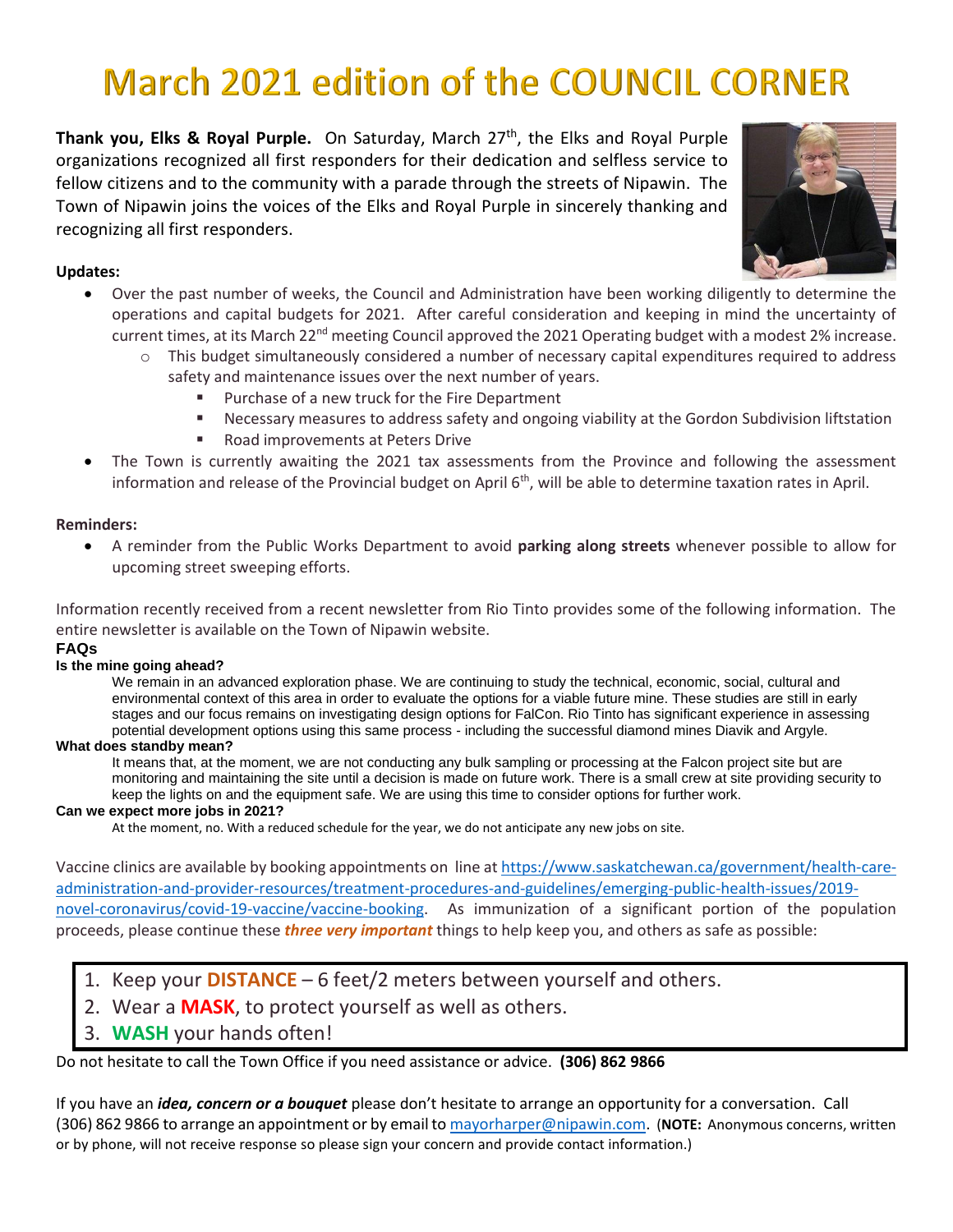# March 2021 edition of the COUNCIL CORNER

**Thank you, Elks & Royal Purple.** On Saturday, March 27th, the Elks and Royal Purple organizations recognized all first responders for their dedication and selfless service to fellow citizens and to the community with a parade through the streets of Nipawin. The Town of Nipawin joins the voices of the Elks and Royal Purple in sincerely thanking and recognizing all first responders.

**Updates:**

- Over the past number of weeks, the Council and Administration have been working diligently to determine the operations and capital budgets for 2021. After careful consideration and keeping in mind the uncertainty of current times, at its March 22nd meeting Council approved the 2021 Operating budget with a modest 2% increase.
  - This budget simultaneously considered a number of necessary capital expenditures required to address safety and maintenance issues over the next number of years.
    - Purchase of a new truck for the Fire Department
    - Necessary measures to address safety and ongoing viability at the Gordon Subdivision liftstation
    - Road improvements at Peters Drive
- The Town is currently awaiting the 2021 tax assessments from the Province and following the assessment information and release of the Provincial budget on April 6th, will be able to determine taxation rates in April.

**Reminders:**

- A reminder from the Public Works Department to avoid **parking along streets** whenever possible to allow for upcoming street sweeping efforts.

Information recently received from a recent newsletter from Rio Tinto provides some of the following information. The entire newsletter is available on the Town of Nipawin website.

**FAQs**

**Is the mine going ahead?**

We remain in an advanced exploration phase. We are continuing to study the technical, economic, social, cultural and environmental context of this area in order to evaluate the options for a viable future mine. These studies are still in early stages and our focus remains on investigating design options for FalCon. Rio Tinto has significant experience in assessing potential development options using this same process - including the successful diamond mines Diavik and Argyle.

**What does standby mean?**

It means that, at the moment, we are not conducting any bulk sampling or processing at the Falcon project site but are monitoring and maintaining the site until a decision is made on future work. There is a small crew at site providing security to keep the lights on and the equipment safe. We are using this time to consider options for further work.

**Can we expect more jobs in 2021?**

At the moment, no. With a reduced schedule for the year, we do not anticipate any new jobs on site.

Vaccine clinics are available by booking appointments on line at https://www.saskatchewan.ca/government/health-care-administration-and-provider-resources/treatment-procedures-and-guidelines/emerging-public-health-issues/2019-novel-coronavirus/covid-19-vaccine/vaccine-booking. As immunization of a significant portion of the population proceeds, please continue these ***three very important*** things to help keep you, and others as safe as possible:

1. Keep your **DISTANCE** – 6 feet/2 meters between yourself and others.
2. Wear a **MASK**, to protect yourself as well as others.
3. **WASH** your hands often!

Do not hesitate to call the Town Office if you need assistance or advice. **(306) 862 9866**

If you have an ***idea, concern or a bouquet*** please don't hesitate to arrange an opportunity for a conversation. Call (306) 862 9866 to arrange an appointment or by email to mayorharper@nipawin.com. (**NOTE:** Anonymous concerns, written or by phone, will not receive response so please sign your concern and provide contact information.)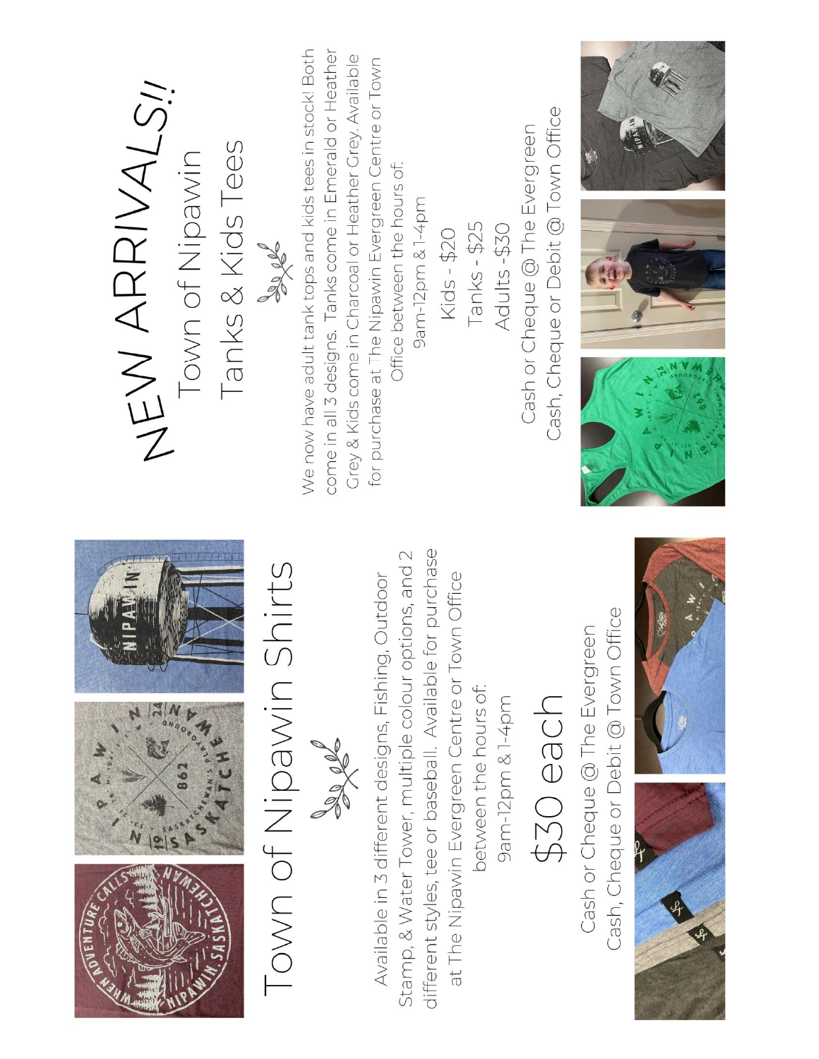# Town of Nipawin Shirts

Available in 3 different designs, Fishing, Outdoor Stamp, & Water Tower, multiple colour options, and 2 different styles, tee or baseball. Available for purchase at The Nipawin Evergreen Centre or Town Office between the hours of:

9am-12pm & 1-4pm

## $30 each

Cash or Cheque @ The Evergreen

Cash, Cheque or Debit @ Town Office

# NEW ARRIVALS!!

## Town of Nipawin

## Tanks & Kids Tees

We now have adult tank tops and kids tees in stock! Both come in all 3 designs. Tanks come in Emerald or Heather Grey & Kids come in Charcoal or Heather Grey. Available for purchase at The Nipawin Evergreen Centre or Town Office between the hours of:

9am-12pm & 1-4pm

Kids - $20

Tanks - $25

Adults -$30

Cash or Cheque @ The Evergreen

Cash, Cheque or Debit @ Town Office